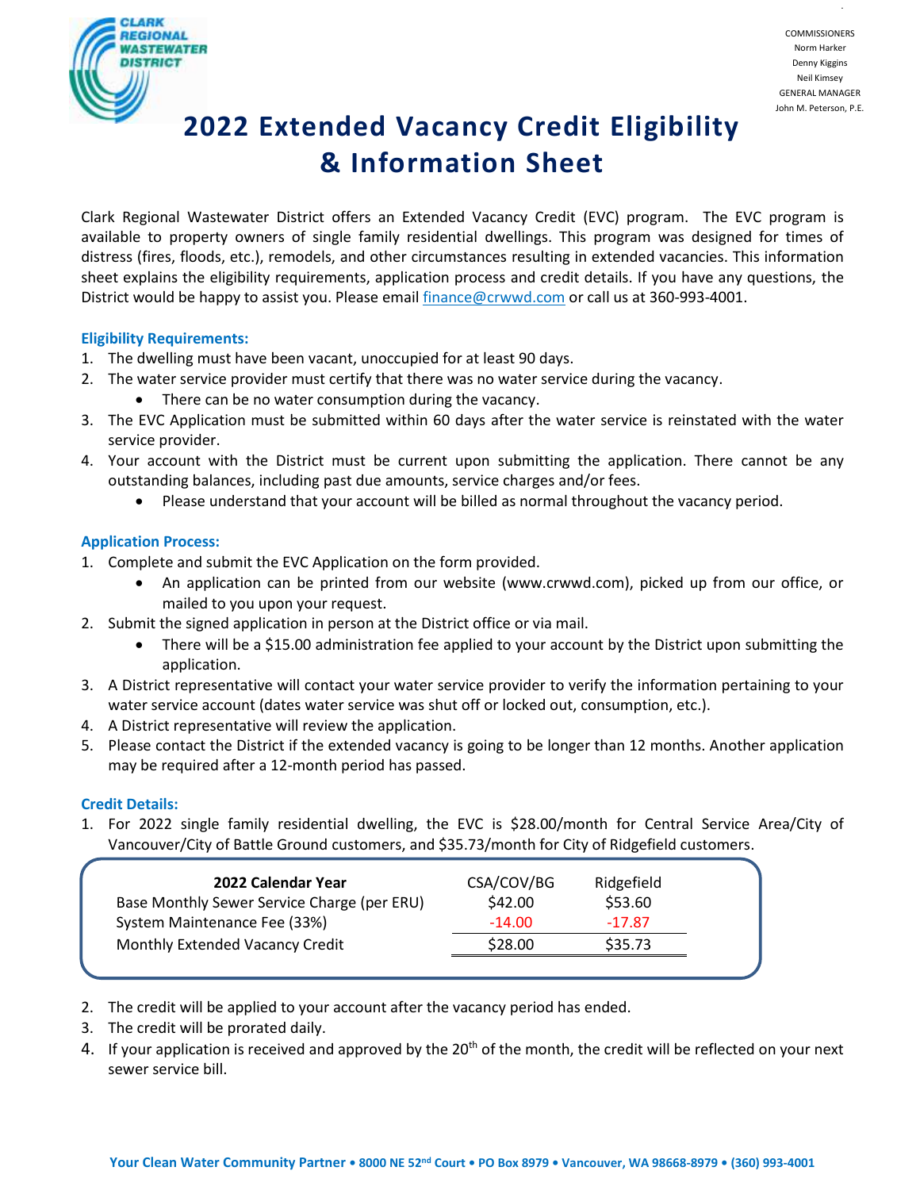COMMISSIONERS
Norm Harker
Denny Kiggins
Neil Kimsey
GENERAL MANAGER
John M. Peterson, P.E.

# 2022 Extended Vacancy Credit Eligibility & Information Sheet

Clark Regional Wastewater District offers an Extended Vacancy Credit (EVC) program. The EVC program is available to property owners of single family residential dwellings. This program was designed for times of distress (fires, floods, etc.), remodels, and other circumstances resulting in extended vacancies. This information sheet explains the eligibility requirements, application process and credit details. If you have any questions, the District would be happy to assist you. Please email finance@crwwd.com or call us at 360-993-4001.

### Eligibility Requirements:

1. The dwelling must have been vacant, unoccupied for at least 90 days.
2. The water service provider must certify that there was no water service during the vacancy.
   - There can be no water consumption during the vacancy.
3. The EVC Application must be submitted within 60 days after the water service is reinstated with the water service provider.
4. Your account with the District must be current upon submitting the application. There cannot be any outstanding balances, including past due amounts, service charges and/or fees.
   - Please understand that your account will be billed as normal throughout the vacancy period.

### Application Process:

1. Complete and submit the EVC Application on the form provided.
   - An application can be printed from our website (www.crwwd.com), picked up from our office, or mailed to you upon your request.
2. Submit the signed application in person at the District office or via mail.
   - There will be a $15.00 administration fee applied to your account by the District upon submitting the application.
3. A District representative will contact your water service provider to verify the information pertaining to your water service account (dates water service was shut off or locked out, consumption, etc.).
4. A District representative will review the application.
5. Please contact the District if the extended vacancy is going to be longer than 12 months. Another application may be required after a 12-month period has passed.

### Credit Details:

1. For 2022 single family residential dwelling, the EVC is $28.00/month for Central Service Area/City of Vancouver/City of Battle Ground customers, and $35.73/month for City of Ridgefield customers.

| 2022 Calendar Year | CSA/COV/BG | Ridgefield |
|---|---|---|
| Base Monthly Sewer Service Charge (per ERU) | $42.00 | $53.60 |
| System Maintenance Fee (33%) | -14.00 | -17.87 |
| Monthly Extended Vacancy Credit | $28.00 | $35.73 |

2. The credit will be applied to your account after the vacancy period has ended.
3. The credit will be prorated daily.
4. If your application is received and approved by the 20th of the month, the credit will be reflected on your next sewer service bill.

Your Clean Water Community Partner • 8000 NE 52nd Court • PO Box 8979 • Vancouver, WA 98668-8979 • (360) 993-4001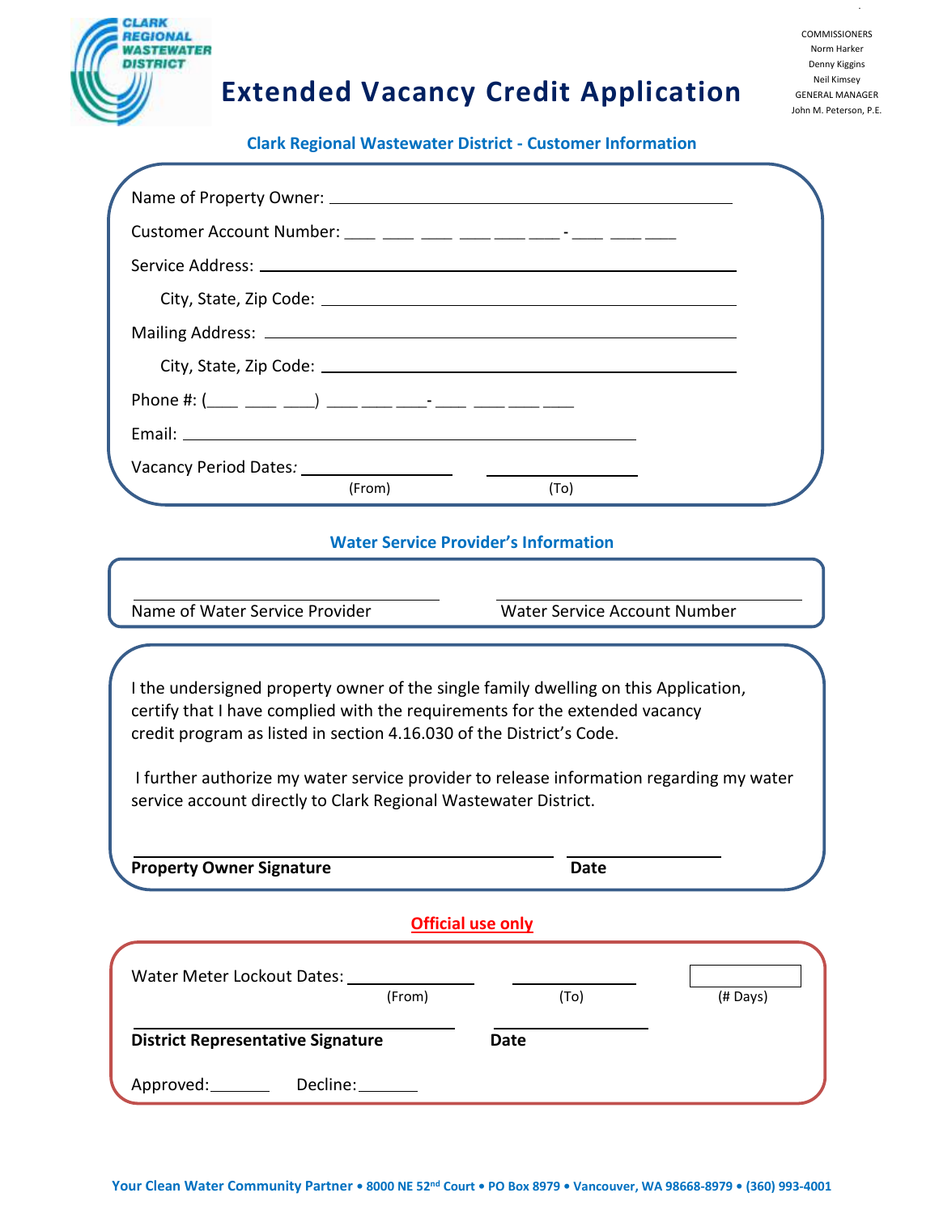CLARK REGIONAL WASTEWATER DISTRICT

# Extended Vacancy Credit Application

COMMISSIONERS
Norm Harker
Denny Kiggins
Neil Kimsey
GENERAL MANAGER
John M. Peterson, P.E.

## Clark Regional Wastewater District - Customer Information

Name of Property Owner: ______________________________________________

Customer Account Number: ___ ___ ___ ___ ___ ___- ___ ___ ___

Service Address: ______________________________________________

City, State, Zip Code: ______________________________________________

Mailing Address: ______________________________________________

City, State, Zip Code: ______________________________________________

Phone #: (___ ___ ___) ___ ___ ___- ___ ___ ___ ___

Email: ______________________________________________

Vacancy Period Dates: ________________ ________________
(From) (To)

## Water Service Provider's Information

______________________________ ______________________________
Name of Water Service Provider Water Service Account Number

I the undersigned property owner of the single family dwelling on this Application, certify that I have complied with the requirements for the extended vacancy credit program as listed in section 4.16.030 of the District's Code.

I further authorize my water service provider to release information regarding my water service account directly to Clark Regional Wastewater District.

______________________________ ________________
**Property Owner Signature** **Date**

## Official use only

Water Meter Lockout Dates: ________________ ________________ [ ]
(From) (To) (# Days)

______________________________ ________________
**District Representative Signature** **Date**

Approved:_______ Decline:_______

Your Clean Water Community Partner • 8000 NE 52nd Court • PO Box 8979 • Vancouver, WA 98668-8979 • (360) 993-4001